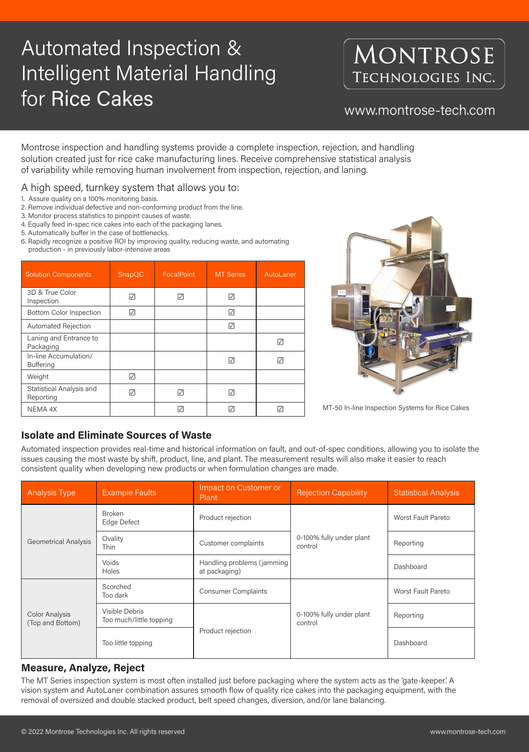# Automated Inspection & Intelligent Material Handling for Rice Cakes

MONTROSE TECHNOLOGIES INC.

www.montrose-tech.com

Montrose inspection and handling systems provide a complete inspection, rejection, and handling solution created just for rice cake manufacturing lines. Receive comprehensive statistical analysis of variability while removing human involvement from inspection, rejection, and laning.

A high speed, turnkey system that allows you to:

1. Assure quality on a 100% monitoring basis.
2. Remove individual defective and non-conforming product from the line.
3. Monitor process statistics to pinpoint causes of waste.
4. Equally feed in-spec rice cakes into each of the packaging lanes.
5. Automatically buffer in the case of bottlenecks.
6. Rapidly recognize a positive ROI by improving quality, reducing waste, and automating production - in previously labor-intensive areas

| Solution Components | SnapQC | FocalPoint | MT Series | AutoLaner |
|---|---|---|---|---|
| 3D & True Color Inspection | ☑ | ☑ | ☑ | |
| Bottom Color Inspection | ☑ | | ☑ | |
| Automated Rejection | | | ☑ | |
| Laning and Entrance to Packaging | | | | ☑ |
| In-line Accumulation/ Buffering | | | ☑ | ☑ |
| Weight | ☑ | | | |
| Statistical Analysis and Reporting | ☑ | ☑ | ☑ | |
| NEMA 4X | | ☑ | ☑ | ☑ |

MT-50 In-line Inspection Systems for Rice Cakes

## Isolate and Eliminate Sources of Waste

Automated inspection provides real-time and historical information on fault, and out-of-spec conditions, allowing you to isolate the issues causing the most waste by shift, product, line, and plant. The measurement results will also make it easier to reach consistent quality when developing new products or when formulation changes are made.

| Analysis Type | Example Faults | Impact on Customer or Plant | Rejection Capability | Statistical Analysis |
|---|---|---|---|---|
| Geometrical Analysis | Broken<br>Edge Defect | Product rejection | 0-100% fully under plant control | Worst Fault Pareto |
| | Ovality<br>Thin | Customer complaints | | Reporting |
| | Voids<br>Holes | Handling problems (jamming at packaging) | | Dashboard |
| Color Analysis (Top and Bottom) | Scorched<br>Too dark | Consumer Complaints | 0-100% fully under plant control | Worst Fault Pareto |
| | Visible Debris<br>Too much/little topping | Product rejection | | Reporting |
| | Too little topping | | | Dashboard |

## Measure, Analyze, Reject

The MT Series inspection system is most often installed just before packaging where the system acts as the 'gate-keeper.' A vision system and AutoLaner combination assures smooth flow of quality rice cakes into the packaging equipment, with the removal of oversized and double stacked product, belt speed changes, diversion, and/or lane balancing.

© 2022 Montrose Technologies Inc. All rights reserved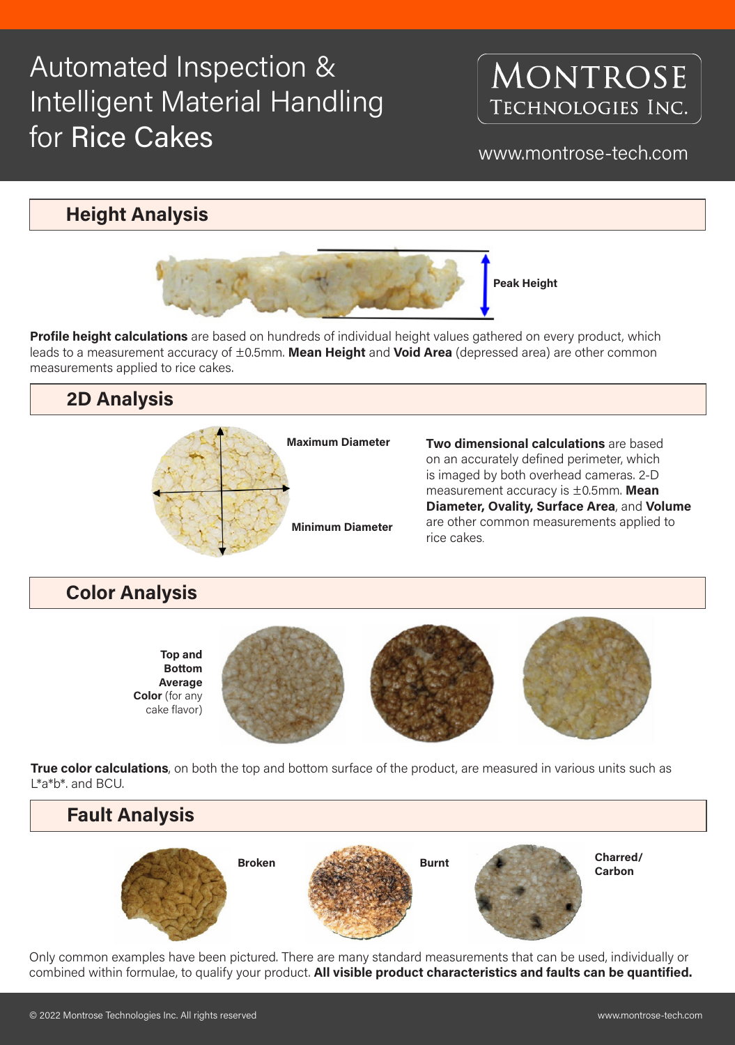# Automated Inspection & Intelligent Material Handling for Rice Cakes

MONTROSE TECHNOLOGIES INC.

www.montrose-tech.com

## Height Analysis

Peak Height

**Profile height calculations** are based on hundreds of individual height values gathered on every product, which leads to a measurement accuracy of ±0.5mm. **Mean Height** and **Void Area** (depressed area) are other common measurements applied to rice cakes.

## 2D Analysis

Maximum Diameter

Minimum Diameter

**Two dimensional calculations** are based on an accurately defined perimeter, which is imaged by both overhead cameras. 2-D measurement accuracy is ±0.5mm. **Mean Diameter, Ovality, Surface Area**, and **Volume** are other common measurements applied to rice cakes.

## Color Analysis

**Top and Bottom Average Color** (for any cake flavor)

**True color calculations**, on both the top and bottom surface of the product, are measured in various units such as L*a*b*. and BCU.

## Fault Analysis

**Broken**

**Burnt**

**Charred/ Carbon**

Only common examples have been pictured. There are many standard measurements that can be used, individually or combined within formulae, to qualify your product. **All visible product characteristics and faults can be quantified.**

© 2022 Montrose Technologies Inc. All rights reserved